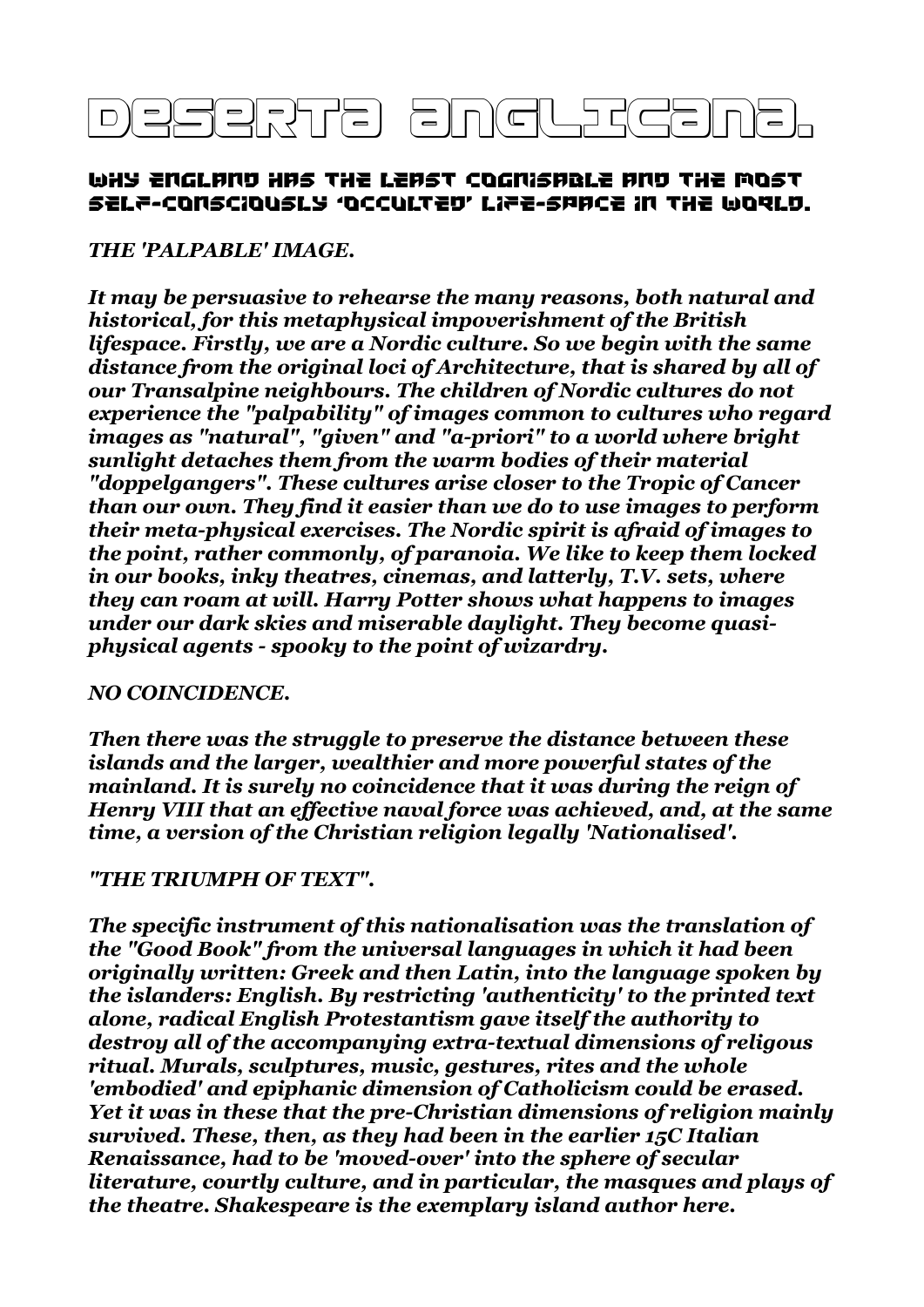# DESERTA ANGLICANA.

## WHY ENGLAND HAS THE LEAST COGNISABLE AND THE MOST SELF-CONSCIOUSLY 'OCCULTED' LIFE-SPACE IN THE WORLD.

***THE 'PALPABLE' IMAGE.***

***It may be persuasive to rehearse the many reasons, both natural and historical, for this metaphysical impoverishment of the British lifespace. Firstly, we are a Nordic culture. So we begin with the same distance from the original loci of Architecture, that is shared by all of our Transalpine neighbours. The children of Nordic cultures do not experience the "palpability" of images common to cultures who regard images as "natural", "given" and "a-priori" to a world where bright sunlight detaches them from the warm bodies of their material "doppelgangers". These cultures arise closer to the Tropic of Cancer than our own. They find it easier than we do to use images to perform their meta-physical exercises. The Nordic spirit is afraid of images to the point, rather commonly, of paranoia. We like to keep them locked in our books, inky theatres, cinemas, and latterly, T.V. sets, where they can roam at will. Harry Potter shows what happens to images under our dark skies and miserable daylight. They become quasi-physical agents - spooky to the point of wizardry.***

***NO COINCIDENCE.***

***Then there was the struggle to preserve the distance between these islands and the larger, wealthier and more powerful states of the mainland. It is surely no coincidence that it was during the reign of Henry VIII that an effective naval force was achieved, and, at the same time, a version of the Christian religion legally 'Nationalised'.***

***"THE TRIUMPH OF TEXT".***

***The specific instrument of this nationalisation was the translation of the "Good Book" from the universal languages in which it had been originally written: Greek and then Latin, into the language spoken by the islanders: English. By restricting 'authenticity' to the printed text alone, radical English Protestantism gave itself the authority to destroy all of the accompanying extra-textual dimensions of religous ritual. Murals, sculptures, music, gestures, rites and the whole 'embodied' and epiphanic dimension of Catholicism could be erased. Yet it was in these that the pre-Christian dimensions of religion mainly survived. These, then, as they had been in the earlier 15C Italian Renaissance, had to be 'moved-over' into the sphere of secular literature, courtly culture, and in particular, the masques and plays of the theatre. Shakespeare is the exemplary island author here.***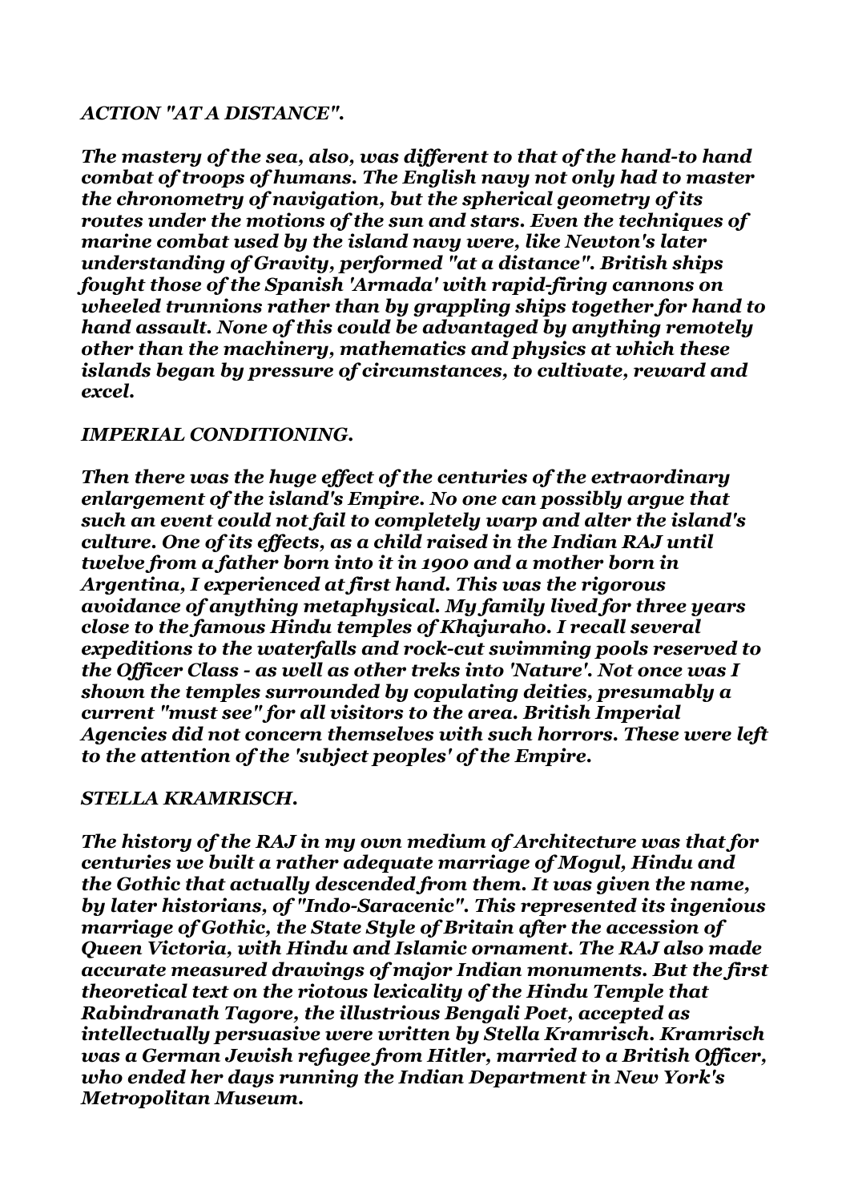### *ACTION "AT A DISTANCE".*

***The mastery of the sea, also, was different to that of the hand-to hand combat of troops of humans. The English navy not only had to master the chronometry of navigation, but the spherical geometry of its routes under the motions of the sun and stars. Even the techniques of marine combat used by the island navy were, like Newton's later understanding of Gravity, performed "at a distance". British ships fought those of the Spanish 'Armada' with rapid-firing cannons on wheeled trunnions rather than by grappling ships together for hand to hand assault. None of this could be advantaged by anything remotely other than the machinery, mathematics and physics at which these islands began by pressure of circumstances, to cultivate, reward and excel.***

### *IMPERIAL CONDITIONING.*

***Then there was the huge effect of the centuries of the extraordinary enlargement of the island's Empire. No one can possibly argue that such an event could not fail to completely warp and alter the island's culture. One of its effects, as a child raised in the Indian RAJ until twelve from a father born into it in 1900 and a mother born in Argentina, I experienced at first hand. This was the rigorous avoidance of anything metaphysical. My family lived for three years close to the famous Hindu temples of Khajuraho. I recall several expeditions to the waterfalls and rock-cut swimming pools reserved to the Officer Class - as well as other treks into 'Nature'. Not once was I shown the temples surrounded by copulating deities, presumably a current "must see" for all visitors to the area. British Imperial Agencies did not concern themselves with such horrors. These were left to the attention of the 'subject peoples' of the Empire.***

### *STELLA KRAMRISCH.*

***The history of the RAJ in my own medium of Architecture was that for centuries we built a rather adequate marriage of Mogul, Hindu and the Gothic that actually descended from them. It was given the name, by later historians, of "Indo-Saracenic". This represented its ingenious marriage of Gothic, the State Style of Britain after the accession of Queen Victoria, with Hindu and Islamic ornament. The RAJ also made accurate measured drawings of major Indian monuments. But the first theoretical text on the riotous lexicality of the Hindu Temple that Rabindranath Tagore, the illustrious Bengali Poet, accepted as intellectually persuasive were written by Stella Kramrisch. Kramrisch was a German Jewish refugee from Hitler, married to a British Officer, who ended her days running the Indian Department in New York's Metropolitan Museum.***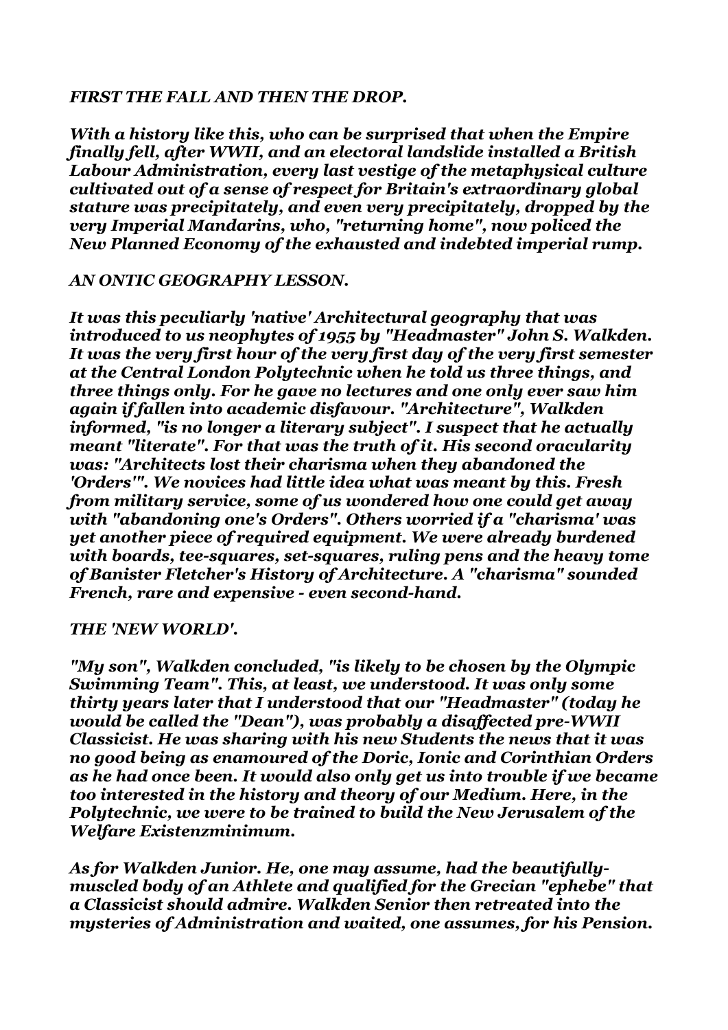***FIRST THE FALL AND THEN THE DROP.***

***With a history like this, who can be surprised that when the Empire finally fell, after WWII, and an electoral landslide installed a British Labour Administration, every last vestige of the metaphysical culture cultivated out of a sense of respect for Britain's extraordinary global stature was precipitately, and even very precipitately, dropped by the very Imperial Mandarins, who, "returning home", now policed the New Planned Economy of the exhausted and indebted imperial rump.***

***AN ONTIC GEOGRAPHY LESSON.***

***It was this peculiarly 'native' Architectural geography that was introduced to us neophytes of 1955 by "Headmaster" John S. Walkden. It was the very first hour of the very first day of the very first semester at the Central London Polytechnic when he told us three things, and three things only. For he gave no lectures and one only ever saw him again if fallen into academic disfavour. "Architecture", Walkden informed, "is no longer a literary subject". I suspect that he actually meant "literate". For that was the truth of it. His second oracularity was: "Architects lost their charisma when they abandoned the 'Orders'". We novices had little idea what was meant by this. Fresh from military service, some of us wondered how one could get away with "abandoning one's Orders". Others worried if a "charisma' was yet another piece of required equipment. We were already burdened with boards, tee-squares, set-squares, ruling pens and the heavy tome of Banister Fletcher's History of Architecture. A "charisma" sounded French, rare and expensive - even second-hand.***

***THE 'NEW WORLD'.***

***"My son", Walkden concluded, "is likely to be chosen by the Olympic Swimming Team". This, at least, we understood. It was only some thirty years later that I understood that our "Headmaster" (today he would be called the "Dean"), was probably a disaffected pre-WWII Classicist. He was sharing with his new Students the news that it was no good being as enamoured of the Doric, Ionic and Corinthian Orders as he had once been. It would also only get us into trouble if we became too interested in the history and theory of our Medium. Here, in the Polytechnic, we were to be trained to build the New Jerusalem of the Welfare Existenzminimum.***

***As for Walkden Junior. He, one may assume, had the beautifully-muscled body of an Athlete and qualified for the Grecian "ephebe" that a Classicist should admire. Walkden Senior then retreated into the mysteries of Administration and waited, one assumes, for his Pension.***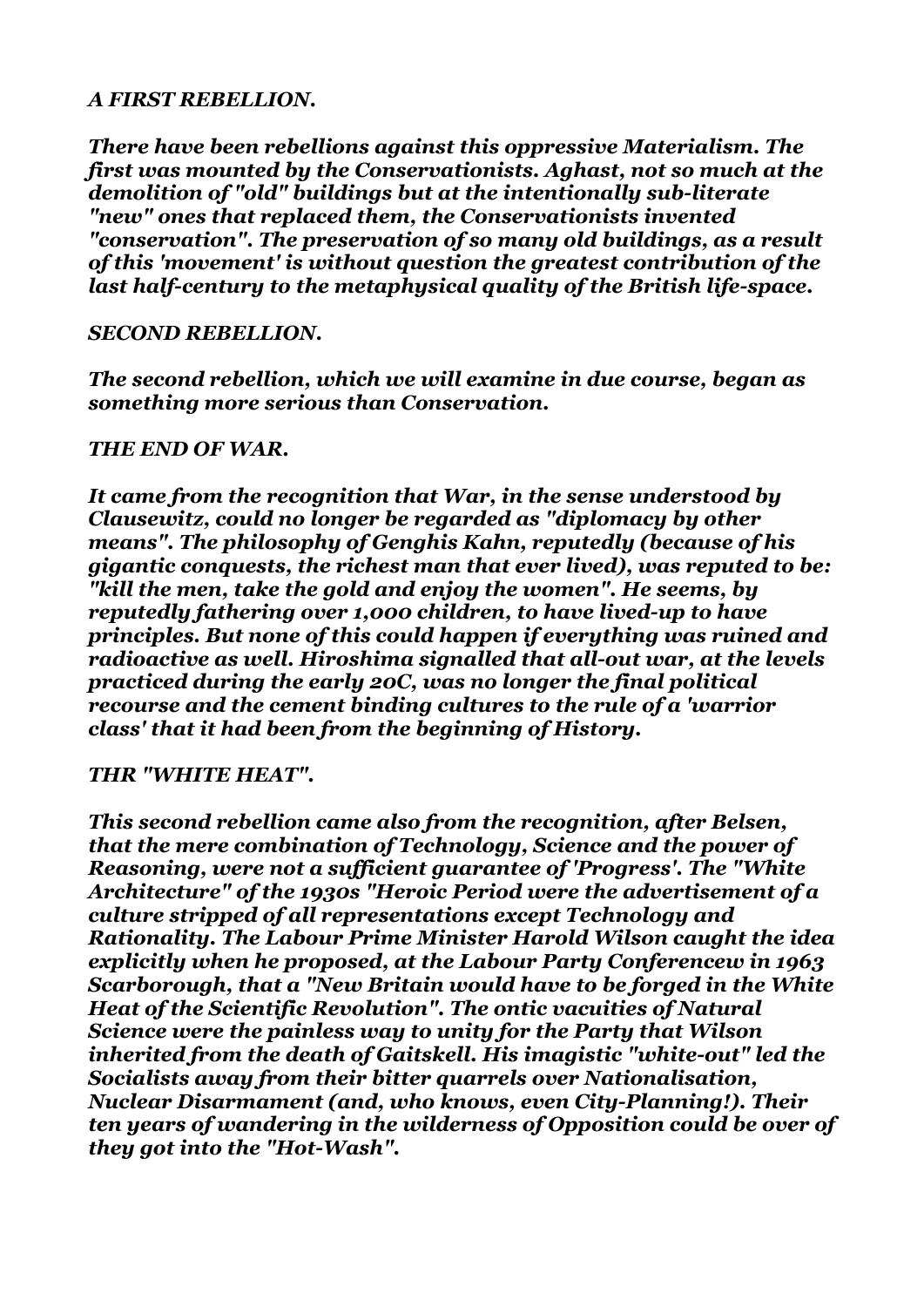***A FIRST REBELLION.***

***There have been rebellions against this oppressive Materialism. The first was mounted by the Conservationists. Aghast, not so much at the demolition of "old" buildings but at the intentionally sub-literate "new" ones that replaced them, the Conservationists invented "conservation". The preservation of so many old buildings, as a result of this 'movement' is without question the greatest contribution of the last half-century to the metaphysical quality of the British life-space.***

***SECOND REBELLION.***

***The second rebellion, which we will examine in due course, began as something more serious than Conservation.***

***THE END OF WAR.***

***It came from the recognition that War, in the sense understood by Clausewitz, could no longer be regarded as "diplomacy by other means". The philosophy of Genghis Kahn, reputedly (because of his gigantic conquests, the richest man that ever lived), was reputed to be: "kill the men, take the gold and enjoy the women". He seems, by reputedly fathering over 1,000 children, to have lived-up to have principles. But none of this could happen if everything was ruined and radioactive as well. Hiroshima signalled that all-out war, at the levels practiced during the early 20C, was no longer the final political recourse and the cement binding cultures to the rule of a 'warrior class' that it had been from the beginning of History.***

***THR "WHITE HEAT".***

***This second rebellion came also from the recognition, after Belsen, that the mere combination of Technology, Science and the power of Reasoning, were not a sufficient guarantee of 'Progress'. The "White Architecture" of the 1930s "Heroic Period were the advertisement of a culture stripped of all representations except Technology and Rationality. The Labour Prime Minister Harold Wilson caught the idea explicitly when he proposed, at the Labour Party Conferencew in 1963 Scarborough, that a "New Britain would have to be forged in the White Heat of the Scientific Revolution". The ontic vacuities of Natural Science were the painless way to unity for the Party that Wilson inherited from the death of Gaitskell. His imagistic "white-out" led the Socialists away from their bitter quarrels over Nationalisation, Nuclear Disarmament (and, who knows, even City-Planning!). Their ten years of wandering in the wilderness of Opposition could be over of they got into the "Hot-Wash".***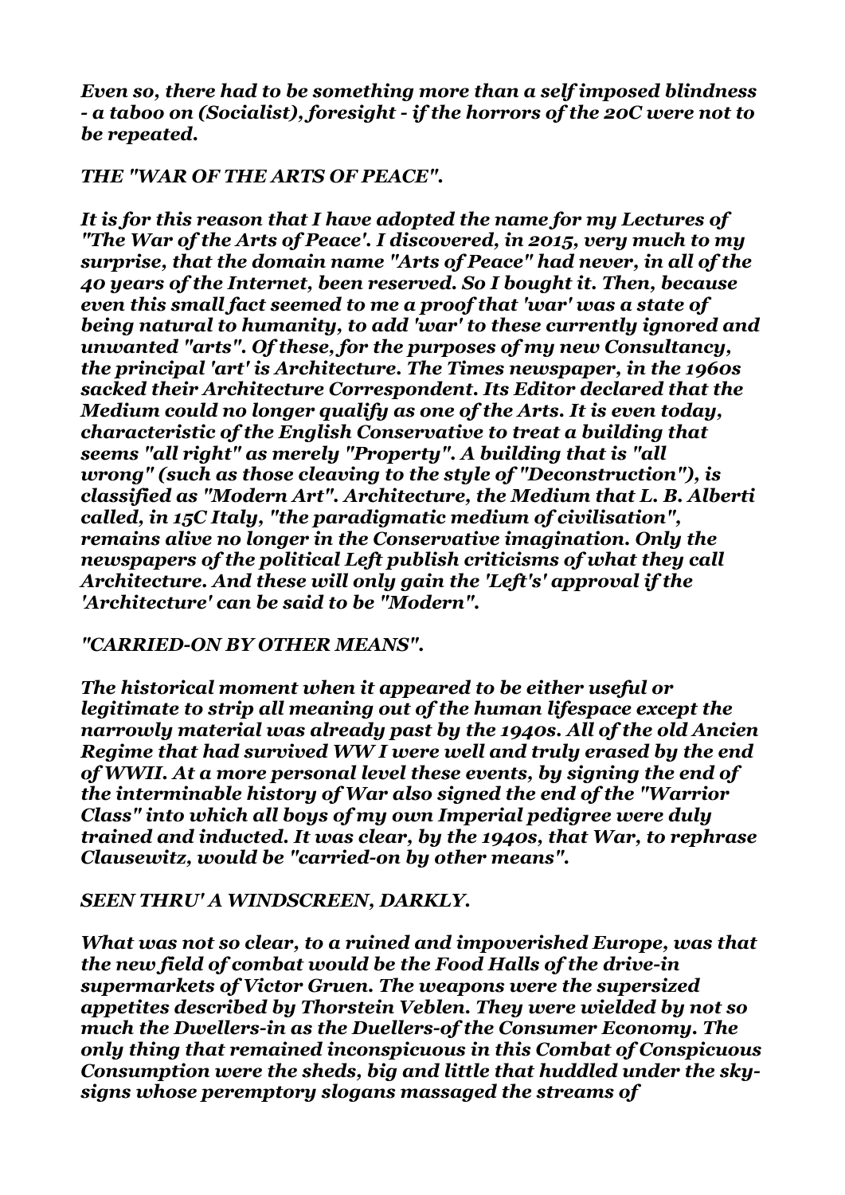*Even so, there had to be something more than a self imposed blindness - a taboo on (Socialist), foresight - if the horrors of the 20C were not to be repeated.*

***THE "WAR OF THE ARTS OF PEACE".***

*It is for this reason that I have adopted the name for my Lectures of "The War of the Arts of Peace'. I discovered, in 2015, very much to my surprise, that the domain name "Arts of Peace" had never, in all of the 40 years of the Internet, been reserved. So I bought it. Then, because even this small fact seemed to me a proof that 'war' was a state of being natural to humanity, to add 'war' to these currently ignored and unwanted "arts". Of these, for the purposes of my new Consultancy, the principal 'art' is Architecture. The Times newspaper, in the 1960s sacked their Architecture Correspondent. Its Editor declared that the Medium could no longer qualify as one of the Arts. It is even today, characteristic of the English Conservative to treat a building that seems "all right" as merely "Property". A building that is "all wrong" (such as those cleaving to the style of "Deconstruction"), is classified as "Modern Art". Architecture, the Medium that L. B. Alberti called, in 15C Italy, "the paradigmatic medium of civilisation", remains alive no longer in the Conservative imagination. Only the newspapers of the political Left publish criticisms of what they call Architecture. And these will only gain the 'Left's' approval if the 'Architecture' can be said to be "Modern".*

***"CARRIED-ON BY OTHER MEANS".***

*The historical moment when it appeared to be either useful or legitimate to strip all meaning out of the human lifespace except the narrowly material was already past by the 1940s. All of the old Ancien Regime that had survived WW I were well and truly erased by the end of WWII. At a more personal level these events, by signing the end of the interminable history of War also signed the end of the "Warrior Class" into which all boys of my own Imperial pedigree were duly trained and inducted. It was clear, by the 1940s, that War, to rephrase Clausewitz, would be "carried-on by other means".*

***SEEN THRU' A WINDSCREEN, DARKLY.***

*What was not so clear, to a ruined and impoverished Europe, was that the new field of combat would be the Food Halls of the drive-in supermarkets of Victor Gruen. The weapons were the supersized appetites described by Thorstein Veblen. They were wielded by not so much the Dwellers-in as the Duellers-of the Consumer Economy. The only thing that remained inconspicuous in this Combat of Conspicuous Consumption were the sheds, big and little that huddled under the sky-signs whose peremptory slogans massaged the streams of*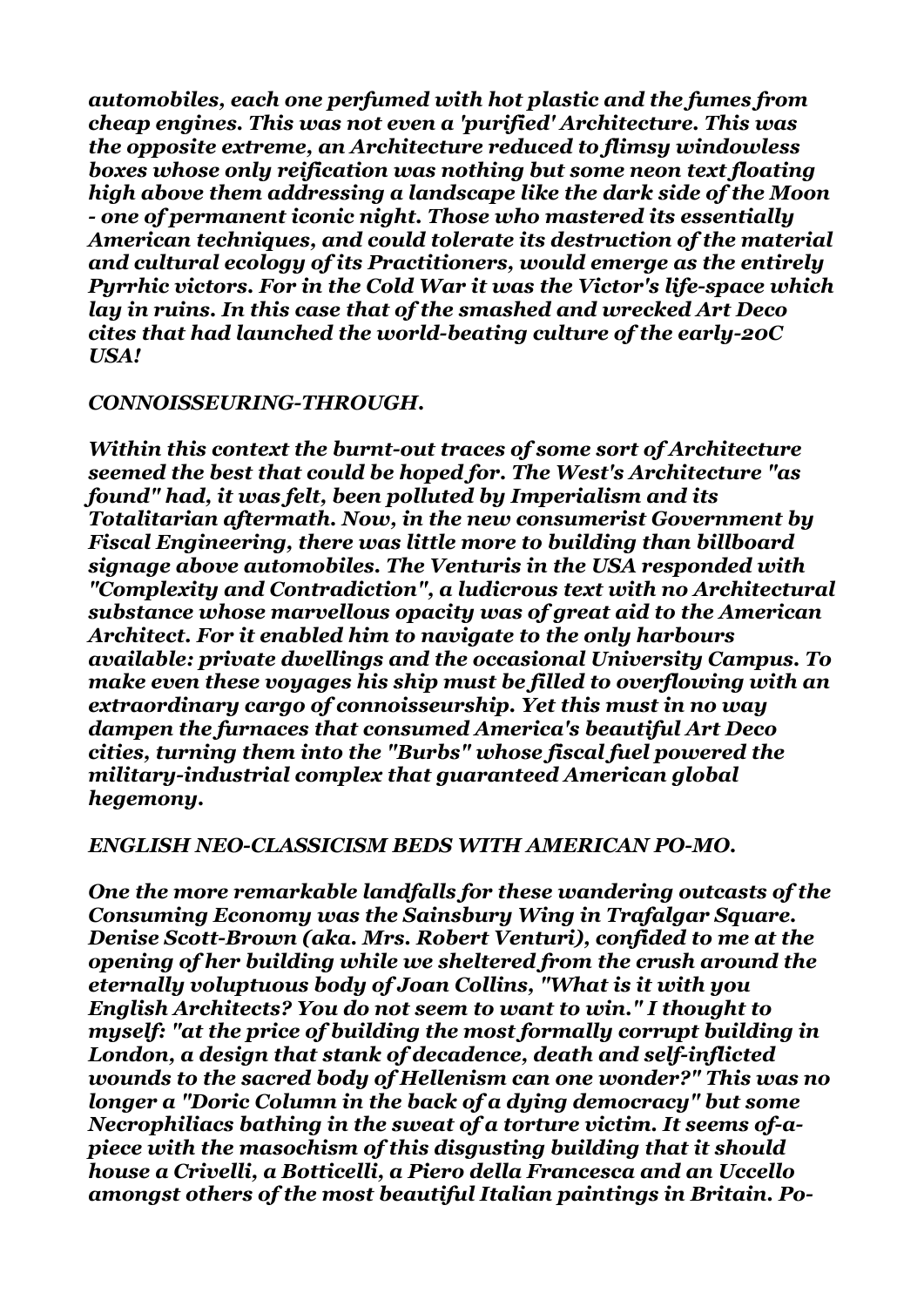*automobiles, each one perfumed with hot plastic and the fumes from cheap engines. This was not even a 'purified' Architecture. This was the opposite extreme, an Architecture reduced to flimsy windowless boxes whose only reification was nothing but some neon text floating high above them addressing a landscape like the dark side of the Moon - one of permanent iconic night. Those who mastered its essentially American techniques, and could tolerate its destruction of the material and cultural ecology of its Practitioners, would emerge as the entirely Pyrrhic victors. For in the Cold War it was the Victor's life-space which lay in ruins. In this case that of the smashed and wrecked Art Deco cites that had launched the world-beating culture of the early-20C USA!*

***CONNOISSEURING-THROUGH.***

*Within this context the burnt-out traces of some sort of Architecture seemed the best that could be hoped for. The West's Architecture "as found" had, it was felt, been polluted by Imperialism and its Totalitarian aftermath. Now, in the new consumerist Government by Fiscal Engineering, there was little more to building than billboard signage above automobiles. The Venturis in the USA responded with "Complexity and Contradiction", a ludicrous text with no Architectural substance whose marvellous opacity was of great aid to the American Architect. For it enabled him to navigate to the only harbours available: private dwellings and the occasional University Campus. To make even these voyages his ship must be filled to overflowing with an extraordinary cargo of connoisseurship. Yet this must in no way dampen the furnaces that consumed America's beautiful Art Deco cities, turning them into the "Burbs" whose fiscal fuel powered the military-industrial complex that guaranteed American global hegemony.*

***ENGLISH NEO-CLASSICISM BEDS WITH AMERICAN PO-MO.***

*One the more remarkable landfalls for these wandering outcasts of the Consuming Economy was the Sainsbury Wing in Trafalgar Square. Denise Scott-Brown (aka. Mrs. Robert Venturi), confided to me at the opening of her building while we sheltered from the crush around the eternally voluptuous body of Joan Collins, "What is it with you English Architects? You do not seem to want to win." I thought to myself: "at the price of building the most formally corrupt building in London, a design that stank of decadence, death and self-inflicted wounds to the sacred body of Hellenism can one wonder?" This was no longer a "Doric Column in the back of a dying democracy" but some Necrophiliacs bathing in the sweat of a torture victim. It seems of-a-piece with the masochism of this disgusting building that it should house a Crivelli, a Botticelli, a Piero della Francesca and an Uccello amongst others of the most beautiful Italian paintings in Britain. Po-*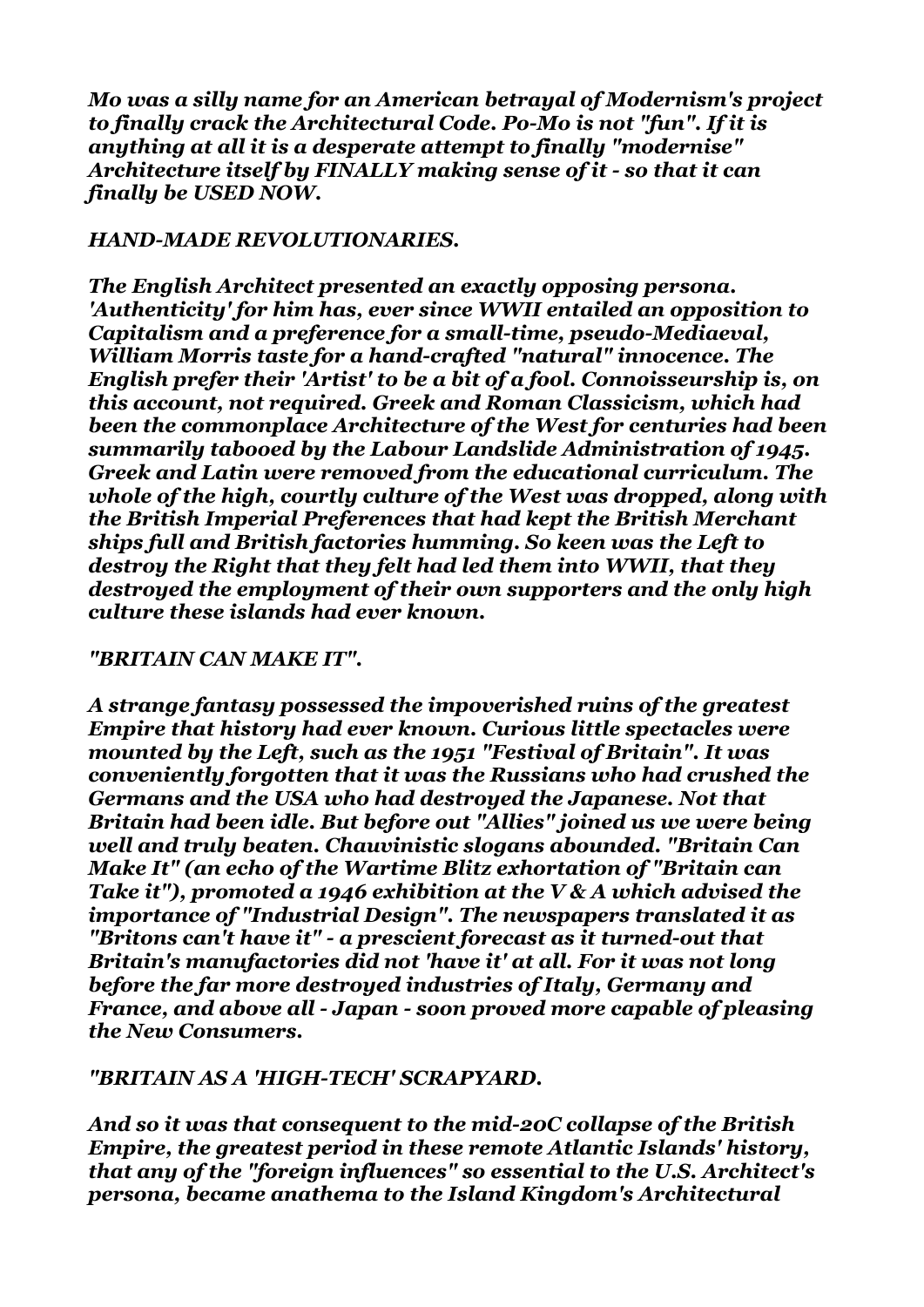*Mo was a silly name for an American betrayal of Modernism's project to finally crack the Architectural Code. Po-Mo is not "fun". If it is anything at all it is a desperate attempt to finally "modernise" Architecture itself by FINALLY making sense of it - so that it can finally be USED NOW.*

***HAND-MADE REVOLUTIONARIES.***

*The English Architect presented an exactly opposing persona. 'Authenticity' for him has, ever since WWII entailed an opposition to Capitalism and a preference for a small-time, pseudo-Mediaeval, William Morris taste for a hand-crafted "natural" innocence. The English prefer their 'Artist' to be a bit of a fool. Connoisseurship is, on this account, not required. Greek and Roman Classicism, which had been the commonplace Architecture of the West for centuries had been summarily tabooed by the Labour Landslide Administration of 1945. Greek and Latin were removed from the educational curriculum. The whole of the high, courtly culture of the West was dropped, along with the British Imperial Preferences that had kept the British Merchant ships full and British factories humming. So keen was the Left to destroy the Right that they felt had led them into WWII, that they destroyed the employment of their own supporters and the only high culture these islands had ever known.*

***"BRITAIN CAN MAKE IT".***

*A strange fantasy possessed the impoverished ruins of the greatest Empire that history had ever known. Curious little spectacles were mounted by the Left, such as the 1951 "Festival of Britain". It was conveniently forgotten that it was the Russians who had crushed the Germans and the USA who had destroyed the Japanese. Not that Britain had been idle. But before out "Allies" joined us we were being well and truly beaten. Chauvinistic slogans abounded. "Britain Can Make It" (an echo of the Wartime Blitz exhortation of "Britain can Take it"), promoted a 1946 exhibition at the V & A which advised the importance of "Industrial Design". The newspapers translated it as "Britons can't have it" - a prescient forecast as it turned-out that Britain's manufactories did not 'have it' at all. For it was not long before the far more destroyed industries of Italy, Germany and France, and above all - Japan - soon proved more capable of pleasing the New Consumers.*

***"BRITAIN AS A 'HIGH-TECH' SCRAPYARD.***

*And so it was that consequent to the mid-20C collapse of the British Empire, the greatest period in these remote Atlantic Islands' history, that any of the "foreign influences" so essential to the U.S. Architect's persona, became anathema to the Island Kingdom's Architectural*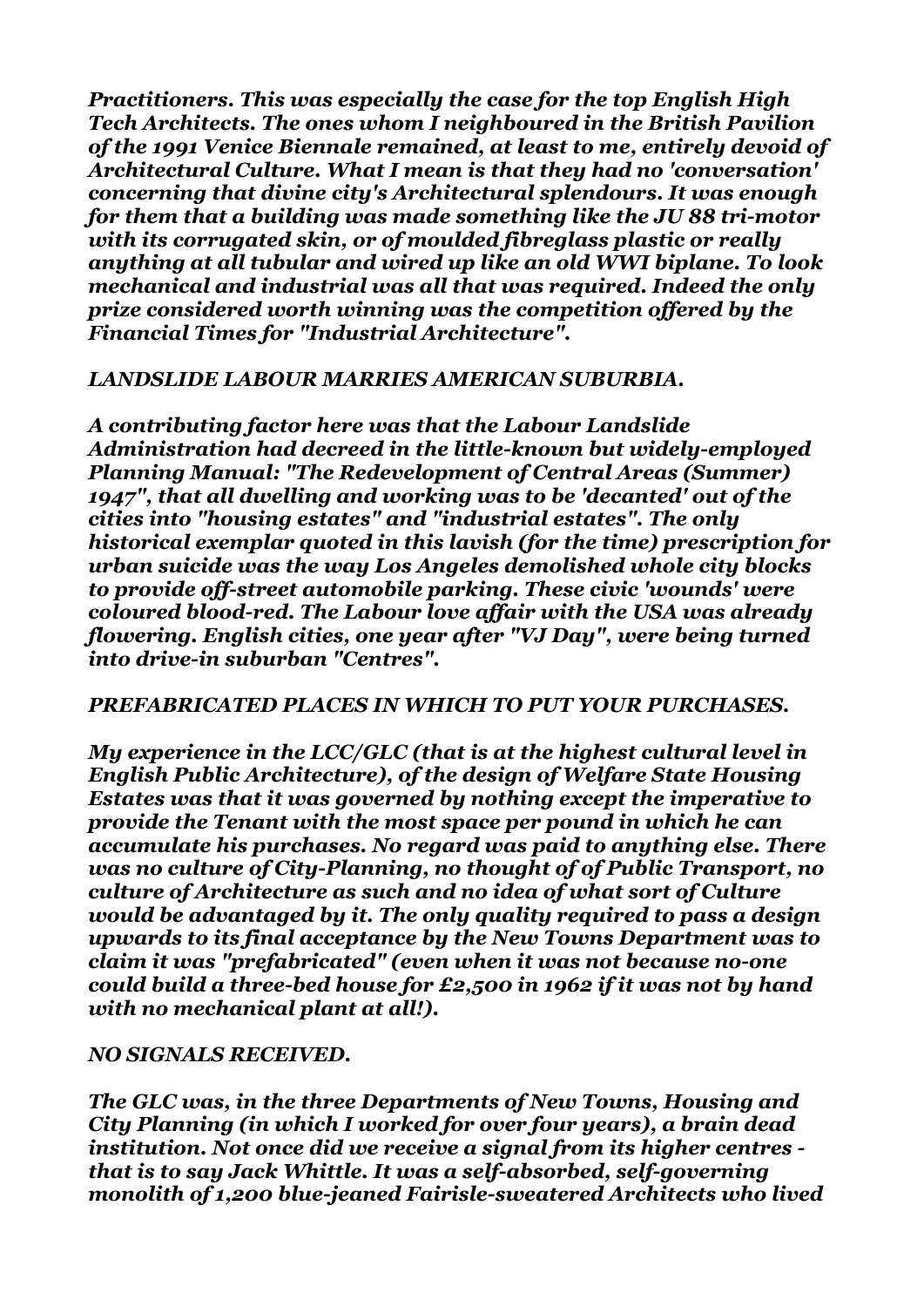*Practitioners. This was especially the case for the top English High Tech Architects. The ones whom I neighboured in the British Pavilion of the 1991 Venice Biennale remained, at least to me, entirely devoid of Architectural Culture. What I mean is that they had no 'conversation' concerning that divine city's Architectural splendours. It was enough for them that a building was made something like the JU 88 tri-motor with its corrugated skin, or of moulded fibreglass plastic or really anything at all tubular and wired up like an old WWI biplane. To look mechanical and industrial was all that was required. Indeed the only prize considered worth winning was the competition offered by the Financial Times for "Industrial Architecture".*

***LANDSLIDE LABOUR MARRIES AMERICAN SUBURBIA.***

*A contributing factor here was that the Labour Landslide Administration had decreed in the little-known but widely-employed Planning Manual: "The Redevelopment of Central Areas (Summer) 1947", that all dwelling and working was to be 'decanted' out of the cities into "housing estates" and "industrial estates". The only historical exemplar quoted in this lavish (for the time) prescription for urban suicide was the way Los Angeles demolished whole city blocks to provide off-street automobile parking. These civic 'wounds' were coloured blood-red. The Labour love affair with the USA was already flowering. English cities, one year after "VJ Day", were being turned into drive-in suburban "Centres".*

***PREFABRICATED PLACES IN WHICH TO PUT YOUR PURCHASES.***

*My experience in the LCC/GLC (that is at the highest cultural level in English Public Architecture), of the design of Welfare State Housing Estates was that it was governed by nothing except the imperative to provide the Tenant with the most space per pound in which he can accumulate his purchases. No regard was paid to anything else. There was no culture of City-Planning, no thought of of Public Transport, no culture of Architecture as such and no idea of what sort of Culture would be advantaged by it. The only quality required to pass a design upwards to its final acceptance by the New Towns Department was to claim it was "prefabricated" (even when it was not because no-one could build a three-bed house for £2,500 in 1962 if it was not by hand with no mechanical plant at all!).*

***NO SIGNALS RECEIVED.***

*The GLC was, in the three Departments of New Towns, Housing and City Planning (in which I worked for over four years), a brain dead institution. Not once did we receive a signal from its higher centres - that is to say Jack Whittle. It was a self-absorbed, self-governing monolith of 1,200 blue-jeaned Fairisle-sweatered Architects who lived*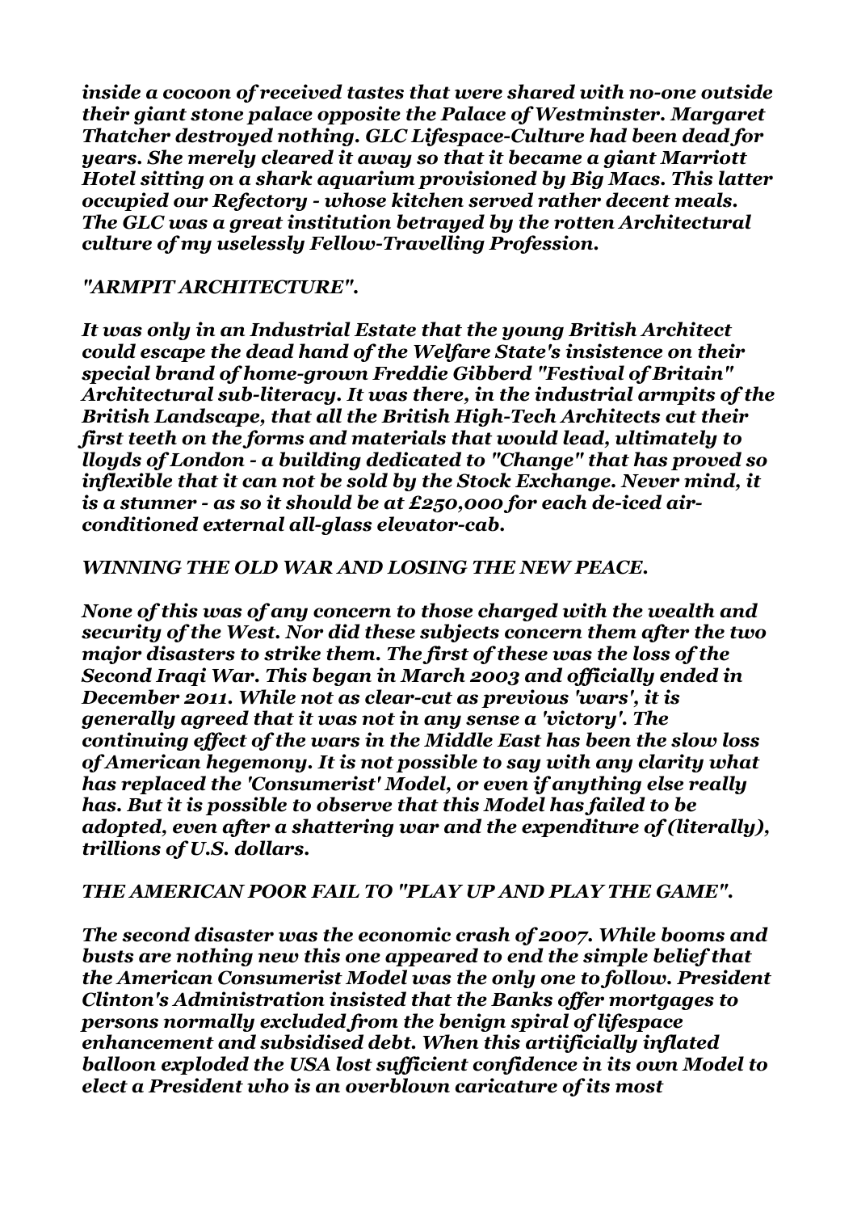*inside a cocoon of received tastes that were shared with no-one outside their giant stone palace opposite the Palace of Westminster. Margaret Thatcher destroyed nothing. GLC Lifespace-Culture had been dead for years. She merely cleared it away so that it became a giant Marriott Hotel sitting on a shark aquarium provisioned by Big Macs. This latter occupied our Refectory - whose kitchen served rather decent meals. The GLC was a great institution betrayed by the rotten Architectural culture of my uselessly Fellow-Travelling Profession.***

***"ARMPIT ARCHITECTURE".***

***It was only in an Industrial Estate that the young British Architect could escape the dead hand of the Welfare State's insistence on their special brand of home-grown Freddie Gibberd "Festival of Britain" Architectural sub-literacy. It was there, in the industrial armpits of the British Landscape, that all the British High-Tech Architects cut their first teeth on the forms and materials that would lead, ultimately to lloyds of London - a building dedicated to "Change" that has proved so inflexible that it can not be sold by the Stock Exchange. Never mind, it is a stunner - as so it should be at £250,000 for each de-iced air-conditioned external all-glass elevator-cab.***

***WINNING THE OLD WAR AND LOSING THE NEW PEACE.***

***None of this was of any concern to those charged with the wealth and security of the West. Nor did these subjects concern them after the two major disasters to strike them. The first of these was the loss of the Second Iraqi War. This began in March 2003 and officially ended in December 2011. While not as clear-cut as previous 'wars', it is generally agreed that it was not in any sense a 'victory'. The continuing effect of the wars in the Middle East has been the slow loss of American hegemony. It is not possible to say with any clarity what has replaced the 'Consumerist' Model, or even if anything else really has. But it is possible to observe that this Model has failed to be adopted, even after a shattering war and the expenditure of (literally), trillions of U.S. dollars.***

***THE AMERICAN POOR FAIL TO "PLAY UP AND PLAY THE GAME".***

***The second disaster was the economic crash of 2007. While booms and busts are nothing new this one appeared to end the simple belief that the American Consumerist Model was the only one to follow. President Clinton's Administration insisted that the Banks offer mortgages to persons normally excluded from the benign spiral of lifespace enhancement and subsidised debt. When this artiificially inflated balloon exploded the USA lost sufficient confidence in its own Model to elect a President who is an overblown caricature of its most***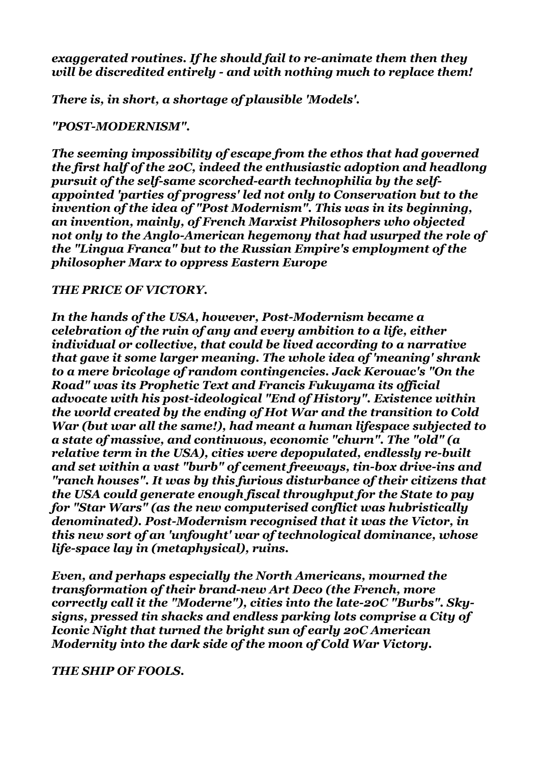*exaggerated routines. If he should fail to re-animate them then they will be discredited entirely - and with nothing much to replace them!*

*There is, in short, a shortage of plausible 'Models'.*

## *"POST-MODERNISM".*

*The seeming impossibility of escape from the ethos that had governed the first half of the 20C, indeed the enthusiastic adoption and headlong pursuit of the self-same scorched-earth technophilia by the self-appointed 'parties of progress' led not only to Conservation but to the invention of the idea of "Post Modernism". This was in its beginning, an invention, mainly, of French Marxist Philosophers who objected not only to the Anglo-American hegemony that had usurped the role of the "Lingua Franca" but to the Russian Empire's employment of the philosopher Marx to oppress Eastern Europe*

## *THE PRICE OF VICTORY.*

*In the hands of the USA, however, Post-Modernism became a celebration of the ruin of any and every ambition to a life, either individual or collective, that could be lived according to a narrative that gave it some larger meaning. The whole idea of 'meaning' shrank to a mere bricolage of random contingencies. Jack Kerouac's "On the Road" was its Prophetic Text and Francis Fukuyama its official advocate with his post-ideological "End of History". Existence within the world created by the ending of Hot War and the transition to Cold War (but war all the same!), had meant a human lifespace subjected to a state of massive, and continuous, economic "churn". The "old" (a relative term in the USA), cities were depopulated, endlessly re-built and set within a vast "burb" of cement freeways, tin-box drive-ins and "ranch houses". It was by this furious disturbance of their citizens that the USA could generate enough fiscal throughput for the State to pay for "Star Wars" (as the new computerised conflict was hubristically denominated). Post-Modernism recognised that it was the Victor, in this new sort of an 'unfought' war of technological dominance, whose life-space lay in (metaphysical), ruins.*

*Even, and perhaps especially the North Americans, mourned the transformation of their brand-new Art Deco (the French, more correctly call it the "Moderne"), cities into the late-20C "Burbs". Sky-signs, pressed tin shacks and endless parking lots comprise a City of Iconic Night that turned the bright sun of early 20C American Modernity into the dark side of the moon of Cold War Victory.*

## *THE SHIP OF FOOLS.*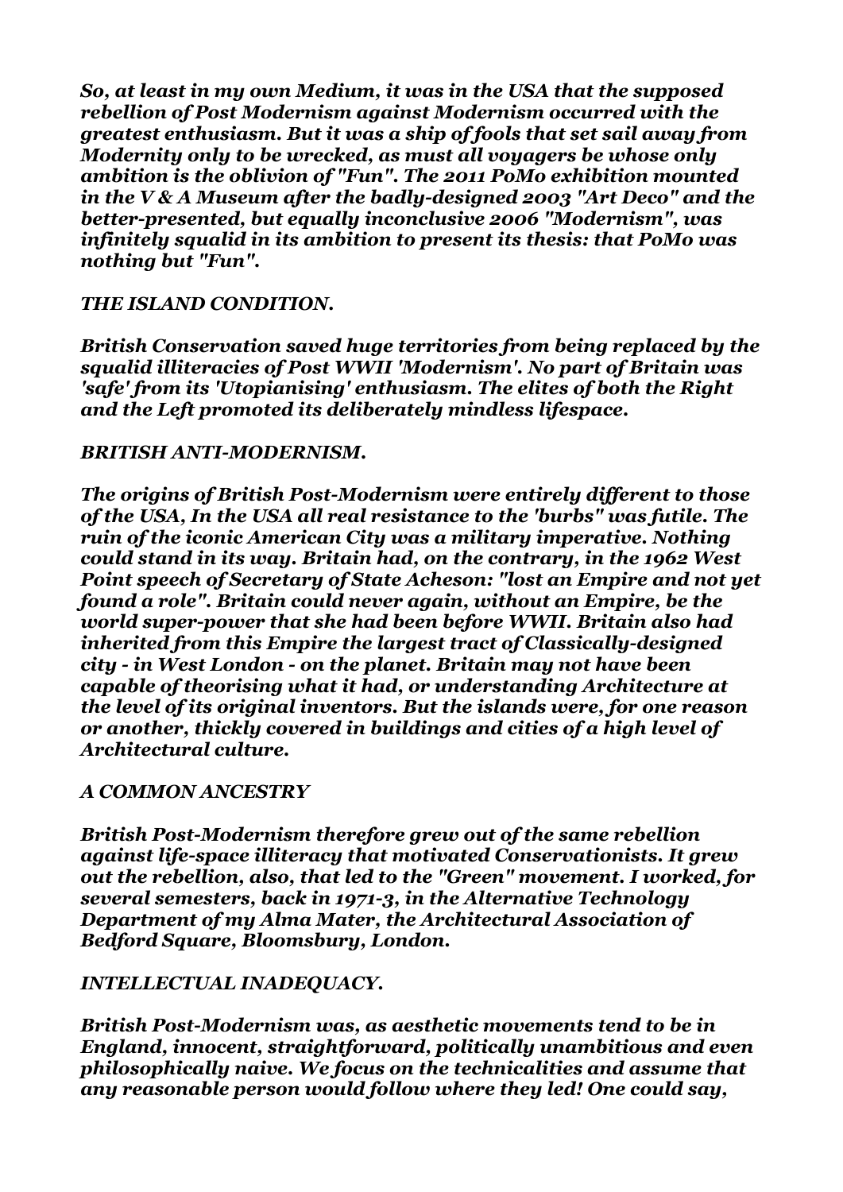*So, at least in my own Medium, it was in the USA that the supposed rebellion of Post Modernism against Modernism occurred with the greatest enthusiasm. But it was a ship of fools that set sail away from Modernity only to be wrecked, as must all voyagers be whose only ambition is the oblivion of "Fun". The 2011 PoMo exhibition mounted in the V & A Museum after the badly-designed 2003 "Art Deco" and the better-presented, but equally inconclusive 2006 "Modernism", was infinitely squalid in its ambition to present its thesis: that PoMo was nothing but "Fun".*

*THE ISLAND CONDITION.*

*British Conservation saved huge territories from being replaced by the squalid illiteracies of Post WWII 'Modernism'. No part of Britain was 'safe' from its 'Utopianising' enthusiasm. The elites of both the Right and the Left promoted its deliberately mindless lifespace.*

*BRITISH ANTI-MODERNISM.*

*The origins of British Post-Modernism were entirely different to those of the USA, In the USA all real resistance to the 'burbs" was futile. The ruin of the iconic American City was a military imperative. Nothing could stand in its way. Britain had, on the contrary, in the 1962 West Point speech of Secretary of State Acheson: "lost an Empire and not yet found a role". Britain could never again, without an Empire, be the world super-power that she had been before WWII. Britain also had inherited from this Empire the largest tract of Classically-designed city - in West London - on the planet. Britain may not have been capable of theorising what it had, or understanding Architecture at the level of its original inventors. But the islands were, for one reason or another, thickly covered in buildings and cities of a high level of Architectural culture.*

*A COMMON ANCESTRY*

*British Post-Modernism therefore grew out of the same rebellion against life-space illiteracy that motivated Conservationists. It grew out the rebellion, also, that led to the "Green" movement. I worked, for several semesters, back in 1971-3, in the Alternative Technology Department of my Alma Mater, the Architectural Association of Bedford Square, Bloomsbury, London.*

*INTELLECTUAL INADEQUACY.*

*British Post-Modernism was, as aesthetic movements tend to be in England, innocent, straightforward, politically unambitious and even philosophically naive. We focus on the technicalities and assume that any reasonable person would follow where they led! One could say,*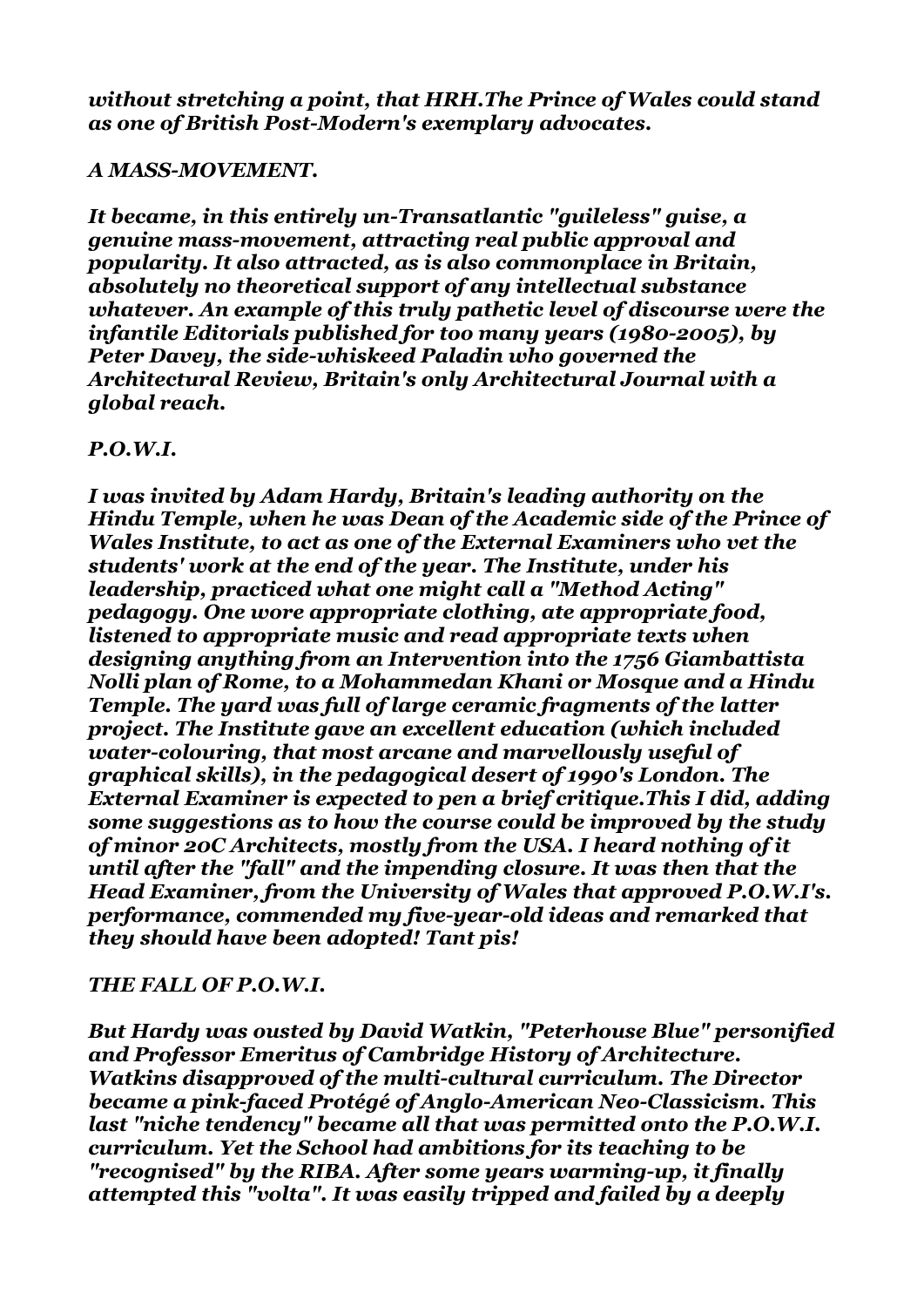*without stretching a point, that HRH.The Prince of Wales could stand as one of British Post-Modern's exemplary advocates.*

## *A MASS-MOVEMENT.*

*It became, in this entirely un-Transatlantic "guileless" guise, a genuine mass-movement, attracting real public approval and popularity. It also attracted, as is also commonplace in Britain, absolutely no theoretical support of any intellectual substance whatever. An example of this truly pathetic level of discourse were the infantile Editorials published for too many years (1980-2005), by Peter Davey, the side-whiskeed Paladin who governed the Architectural Review, Britain's only Architectural Journal with a global reach.*

## *P.O.W.I.*

*I was invited by Adam Hardy, Britain's leading authority on the Hindu Temple, when he was Dean of the Academic side of the Prince of Wales Institute, to act as one of the External Examiners who vet the students' work at the end of the year. The Institute, under his leadership, practiced what one might call a "Method Acting" pedagogy. One wore appropriate clothing, ate appropriate food, listened to appropriate music and read appropriate texts when designing anything from an Intervention into the 1756 Giambattista Nolli plan of Rome, to a Mohammedan Khani or Mosque and a Hindu Temple. The yard was full of large ceramic fragments of the latter project. The Institute gave an excellent education (which included water-colouring, that most arcane and marvellously useful of graphical skills), in the pedagogical desert of 1990's London. The External Examiner is expected to pen a brief critique.This I did, adding some suggestions as to how the course could be improved by the study of minor 20C Architects, mostly from the USA. I heard nothing of it until after the "fall" and the impending closure. It was then that the Head Examiner, from the University of Wales that approved P.O.W.I's. performance, commended my five-year-old ideas and remarked that they should have been adopted! Tant pis!*

## *THE FALL OF P.O.W.I.*

*But Hardy was ousted by David Watkin, "Peterhouse Blue" personified and Professor Emeritus of Cambridge History of Architecture. Watkins disapproved of the multi-cultural curriculum. The Director became a pink-faced Protégé of Anglo-American Neo-Classicism. This last "niche tendency" became all that was permitted onto the P.O.W.I. curriculum. Yet the School had ambitions for its teaching to be "recognised" by the RIBA. After some years warming-up, it finally attempted this "volta". It was easily tripped and failed by a deeply*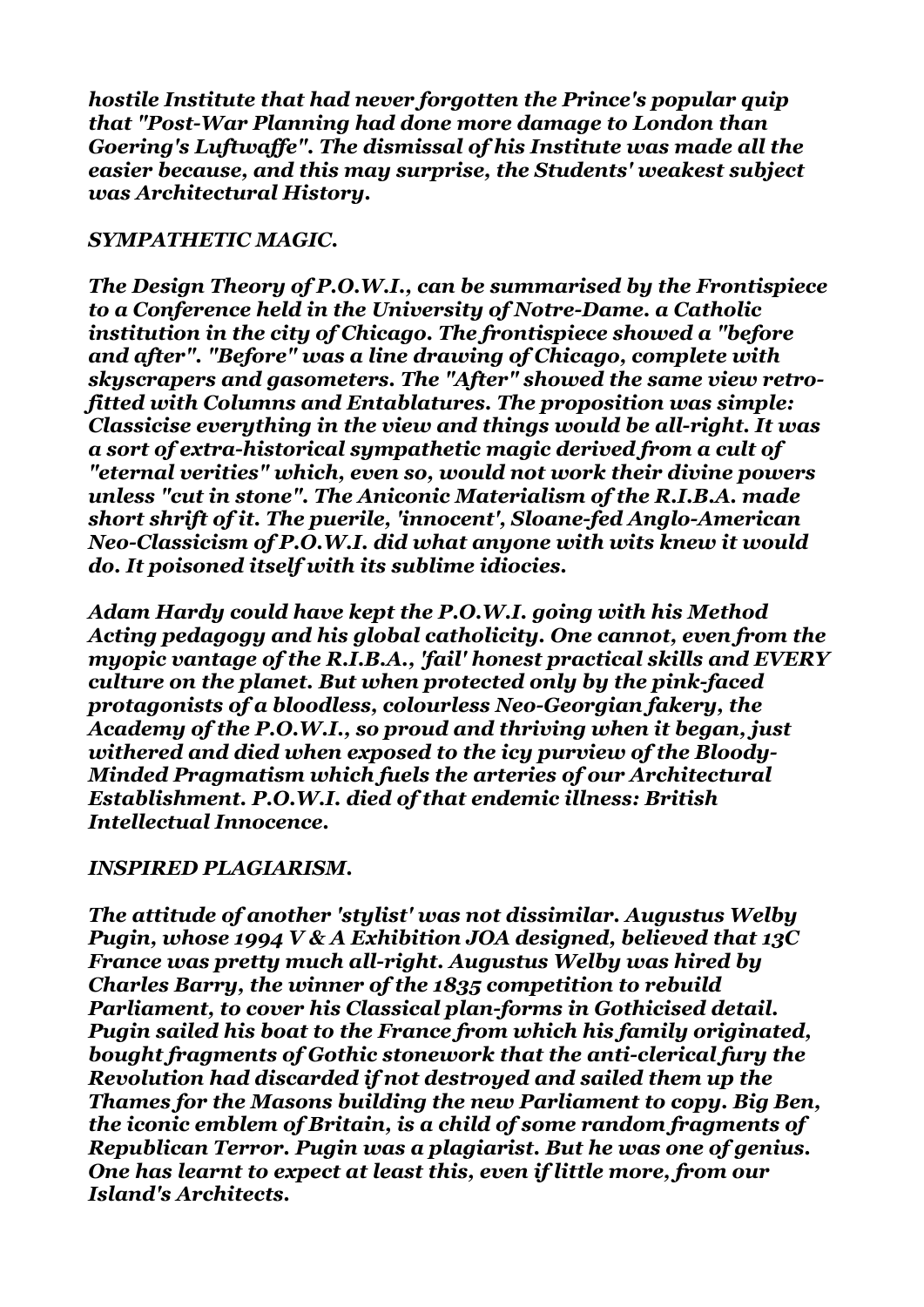*hostile Institute that had never forgotten the Prince's popular quip that "Post-War Planning had done more damage to London than Goering's Luftwaffe". The dismissal of his Institute was made all the easier because, and this may surprise, the Students' weakest subject was Architectural History.*

***SYMPATHETIC MAGIC.***

***The Design Theory of P.O.W.I., can be summarised by the Frontispiece to a Conference held in the University of Notre-Dame. a Catholic institution in the city of Chicago. The frontispiece showed a "before and after". "Before" was a line drawing of Chicago, complete with skyscrapers and gasometers. The "After" showed the same view retro-fitted with Columns and Entablatures. The proposition was simple: Classicise everything in the view and things would be all-right. It was a sort of extra-historical sympathetic magic derived from a cult of "eternal verities" which, even so, would not work their divine powers unless "cut in stone". The Aniconic Materialism of the R.I.B.A. made short shrift of it. The puerile, 'innocent', Sloane-fed Anglo-American Neo-Classicism of P.O.W.I. did what anyone with wits knew it would do. It poisoned itself with its sublime idiocies.***

***Adam Hardy could have kept the P.O.W.I. going with his Method Acting pedagogy and his global catholicity. One cannot, even from the myopic vantage of the R.I.B.A., 'fail' honest practical skills and EVERY culture on the planet. But when protected only by the pink-faced protagonists of a bloodless, colourless Neo-Georgian fakery, the Academy of the P.O.W.I., so proud and thriving when it began, just withered and died when exposed to the icy purview of the Bloody-Minded Pragmatism which fuels the arteries of our Architectural Establishment. P.O.W.I. died of that endemic illness: British Intellectual Innocence.***

***INSPIRED PLAGIARISM.***

***The attitude of another 'stylist' was not dissimilar. Augustus Welby Pugin, whose 1994 V & A Exhibition JOA designed, believed that 13C France was pretty much all-right. Augustus Welby was hired by Charles Barry, the winner of the 1835 competition to rebuild Parliament, to cover his Classical plan-forms in Gothicised detail. Pugin sailed his boat to the France from which his family originated, bought fragments of Gothic stonework that the anti-clerical fury the Revolution had discarded if not destroyed and sailed them up the Thames for the Masons building the new Parliament to copy. Big Ben, the iconic emblem of Britain, is a child of some random fragments of Republican Terror. Pugin was a plagiarist. But he was one of genius. One has learnt to expect at least this, even if little more, from our Island's Architects.***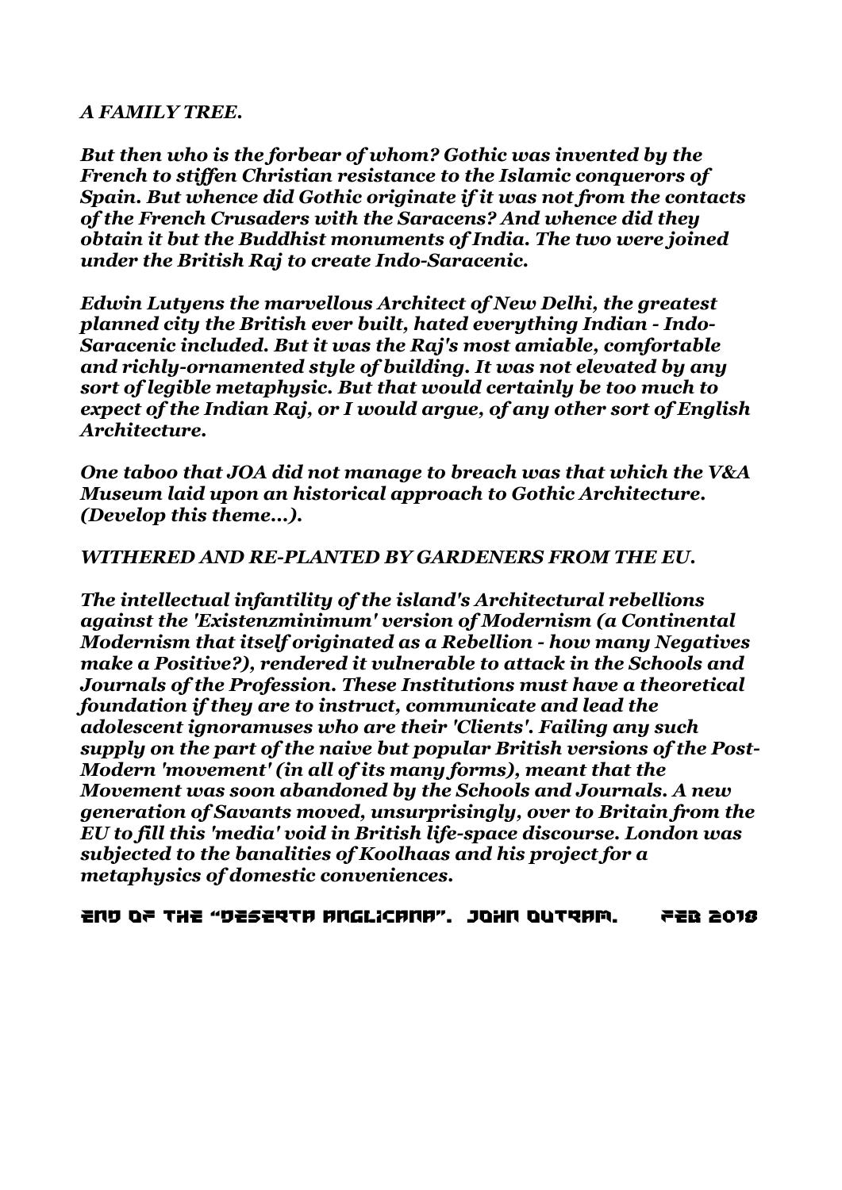***A FAMILY TREE.***

***But then who is the forbear of whom? Gothic was invented by the French to stiffen Christian resistance to the Islamic conquerors of Spain. But whence did Gothic originate if it was not from the contacts of the French Crusaders with the Saracens? And whence did they obtain it but the Buddhist monuments of India. The two were joined under the British Raj to create Indo-Saracenic.***

***Edwin Lutyens the marvellous Architect of New Delhi, the greatest planned city the British ever built, hated everything Indian - Indo-Saracenic included. But it was the Raj's most amiable, comfortable and richly-ornamented style of building. It was not elevated by any sort of legible metaphysic. But that would certainly be too much to expect of the Indian Raj, or I would argue, of any other sort of English Architecture.***

***One taboo that JOA did not manage to breach was that which the V&A Museum laid upon an historical approach to Gothic Architecture. (Develop this theme...).***

***WITHERED AND RE-PLANTED BY GARDENERS FROM THE EU.***

***The intellectual infantility of the island's Architectural rebellions against the 'Existenzminimum' version of Modernism (a Continental Modernism that itself originated as a Rebellion - how many Negatives make a Positive?), rendered it vulnerable to attack in the Schools and Journals of the Profession. These Institutions must have a theoretical foundation if they are to instruct, communicate and lead the adolescent ignoramuses who are their 'Clients'. Failing any such supply on the part of the naive but popular British versions of the Post-Modern 'movement' (in all of its many forms), meant that the Movement was soon abandoned by the Schools and Journals. A new generation of Savants moved, unsurprisingly, over to Britain from the EU to fill this 'media' void in British life-space discourse. London was subjected to the banalities of Koolhaas and his project for a metaphysics of domestic conveniences.***